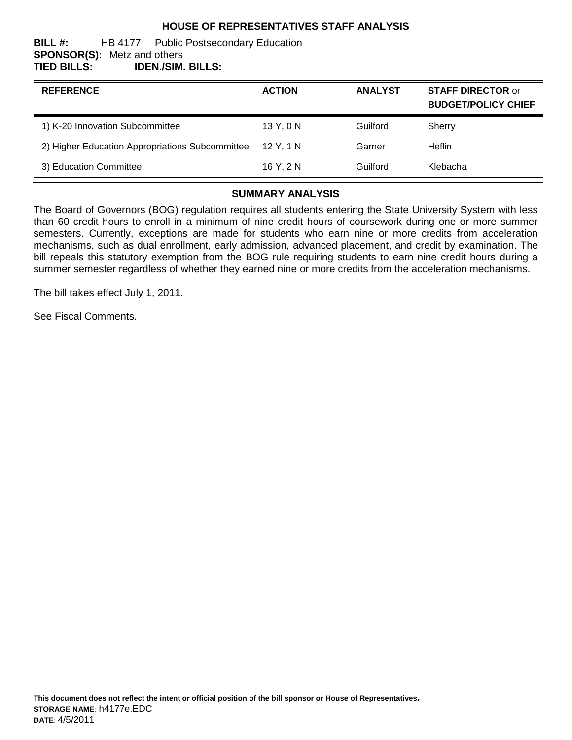# HOUSE OF REPRESENTATIVES STAFF ANALYSIS

**BILL #:** HB 4177 Public Postsecondary Education
**SPONSOR(S):** Metz and others
**TIED BILLS:** **IDEN./SIM. BILLS:**

| REFERENCE | ACTION | ANALYST | STAFF DIRECTOR or BUDGET/POLICY CHIEF |
|---|---|---|---|
| 1) K-20 Innovation Subcommittee | 13 Y, 0 N | Guilford | Sherry |
| 2) Higher Education Appropriations Subcommittee | 12 Y, 1 N | Garner | Heflin |
| 3) Education Committee | 16 Y, 2 N | Guilford | Klebacha |

## SUMMARY ANALYSIS

The Board of Governors (BOG) regulation requires all students entering the State University System with less than 60 credit hours to enroll in a minimum of nine credit hours of coursework during one or more summer semesters. Currently, exceptions are made for students who earn nine or more credits from acceleration mechanisms, such as dual enrollment, early admission, advanced placement, and credit by examination. The bill repeals this statutory exemption from the BOG rule requiring students to earn nine credit hours during a summer semester regardless of whether they earned nine or more credits from the acceleration mechanisms.

The bill takes effect July 1, 2011.

See Fiscal Comments.

**This document does not reflect the intent or official position of the bill sponsor or House of Representatives.**
**STORAGE NAME**: h4177e.EDC
**DATE**: 4/5/2011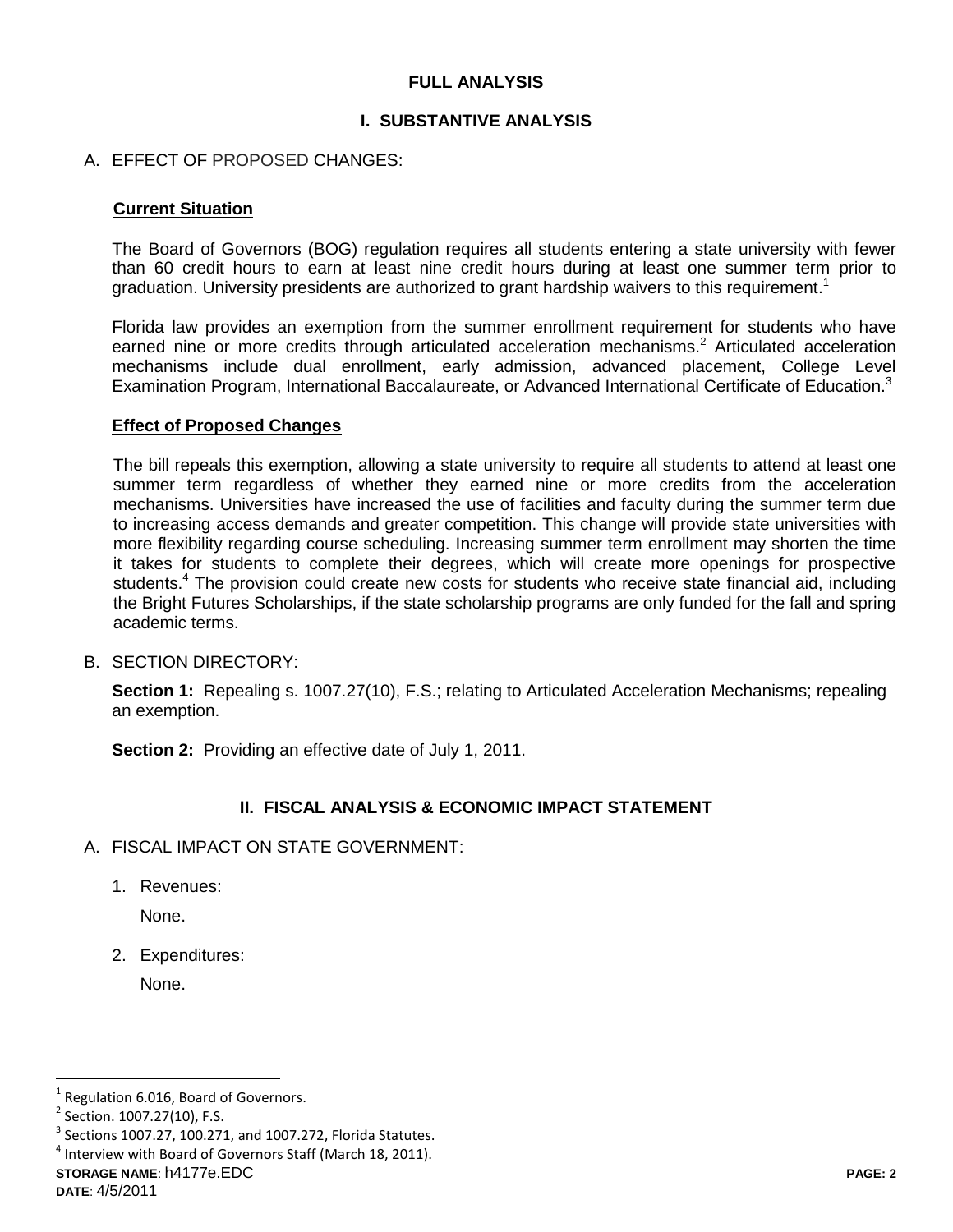## FULL ANALYSIS

## I. SUBSTANTIVE ANALYSIS

A. EFFECT OF PROPOSED CHANGES:

### Current Situation

The Board of Governors (BOG) regulation requires all students entering a state university with fewer than 60 credit hours to earn at least nine credit hours during at least one summer term prior to graduation. University presidents are authorized to grant hardship waivers to this requirement.[1]

Florida law provides an exemption from the summer enrollment requirement for students who have earned nine or more credits through articulated acceleration mechanisms.[2] Articulated acceleration mechanisms include dual enrollment, early admission, advanced placement, College Level Examination Program, International Baccalaureate, or Advanced International Certificate of Education.[3]

### Effect of Proposed Changes

The bill repeals this exemption, allowing a state university to require all students to attend at least one summer term regardless of whether they earned nine or more credits from the acceleration mechanisms. Universities have increased the use of facilities and faculty during the summer term due to increasing access demands and greater competition. This change will provide state universities with more flexibility regarding course scheduling. Increasing summer term enrollment may shorten the time it takes for students to complete their degrees, which will create more openings for prospective students.[4] The provision could create new costs for students who receive state financial aid, including the Bright Futures Scholarships, if the state scholarship programs are only funded for the fall and spring academic terms.

B. SECTION DIRECTORY:

**Section 1:** Repealing s. 1007.27(10), F.S.; relating to Articulated Acceleration Mechanisms; repealing an exemption.

**Section 2:** Providing an effective date of July 1, 2011.

## II. FISCAL ANALYSIS & ECONOMIC IMPACT STATEMENT

A. FISCAL IMPACT ON STATE GOVERNMENT:

1. Revenues:

   None.

2. Expenditures:

   None.

---

[1] Regulation 6.016, Board of Governors.

[2] Section. 1007.27(10), F.S.

[3] Sections 1007.27, 100.271, and 1007.272, Florida Statutes.

[4] Interview with Board of Governors Staff (March 18, 2011).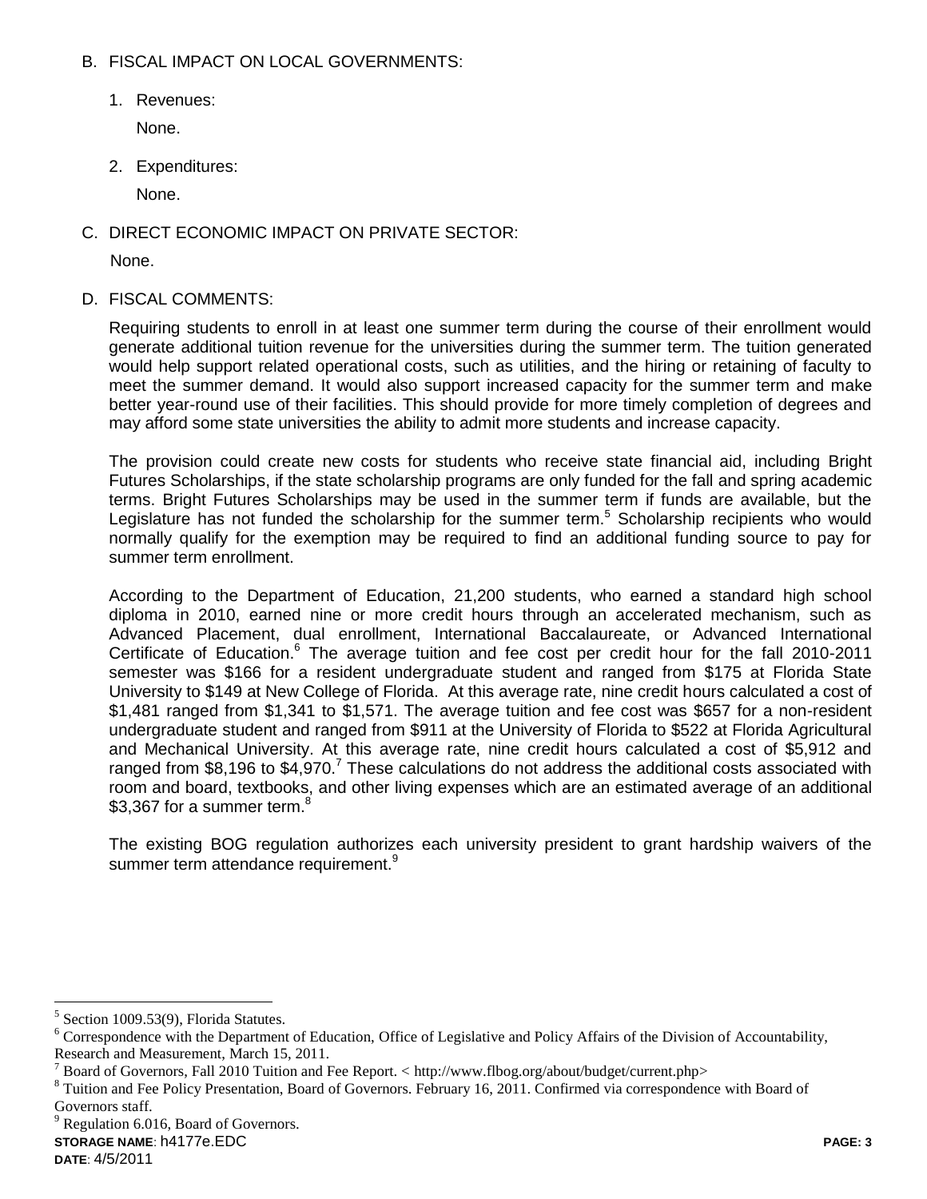B. FISCAL IMPACT ON LOCAL GOVERNMENTS:

1. Revenues:

   None.

2. Expenditures:

   None.

C. DIRECT ECONOMIC IMPACT ON PRIVATE SECTOR:

None.

D. FISCAL COMMENTS:

Requiring students to enroll in at least one summer term during the course of their enrollment would generate additional tuition revenue for the universities during the summer term. The tuition generated would help support related operational costs, such as utilities, and the hiring or retaining of faculty to meet the summer demand. It would also support increased capacity for the summer term and make better year-round use of their facilities. This should provide for more timely completion of degrees and may afford some state universities the ability to admit more students and increase capacity.

The provision could create new costs for students who receive state financial aid, including Bright Futures Scholarships, if the state scholarship programs are only funded for the fall and spring academic terms. Bright Futures Scholarships may be used in the summer term if funds are available, but the Legislature has not funded the scholarship for the summer term.[5] Scholarship recipients who would normally qualify for the exemption may be required to find an additional funding source to pay for summer term enrollment.

According to the Department of Education, 21,200 students, who earned a standard high school diploma in 2010, earned nine or more credit hours through an accelerated mechanism, such as Advanced Placement, dual enrollment, International Baccalaureate, or Advanced International Certificate of Education.[6] The average tuition and fee cost per credit hour for the fall 2010-2011 semester was $166 for a resident undergraduate student and ranged from $175 at Florida State University to $149 at New College of Florida. At this average rate, nine credit hours calculated a cost of $1,481 ranged from $1,341 to $1,571. The average tuition and fee cost was $657 for a non-resident undergraduate student and ranged from $911 at the University of Florida to $522 at Florida Agricultural and Mechanical University. At this average rate, nine credit hours calculated a cost of $5,912 and ranged from $8,196 to $4,970.[7] These calculations do not address the additional costs associated with room and board, textbooks, and other living expenses which are an estimated average of an additional $3,367 for a summer term.[8]

The existing BOG regulation authorizes each university president to grant hardship waivers of the summer term attendance requirement.[9]

---

[5] Section 1009.53(9), Florida Statutes.

[6] Correspondence with the Department of Education, Office of Legislative and Policy Affairs of the Division of Accountability, Research and Measurement, March 15, 2011.

[7] Board of Governors, Fall 2010 Tuition and Fee Report. < http://www.flbog.org/about/budget/current.php>

[8] Tuition and Fee Policy Presentation, Board of Governors. February 16, 2011. Confirmed via correspondence with Board of Governors staff.

[9] Regulation 6.016, Board of Governors.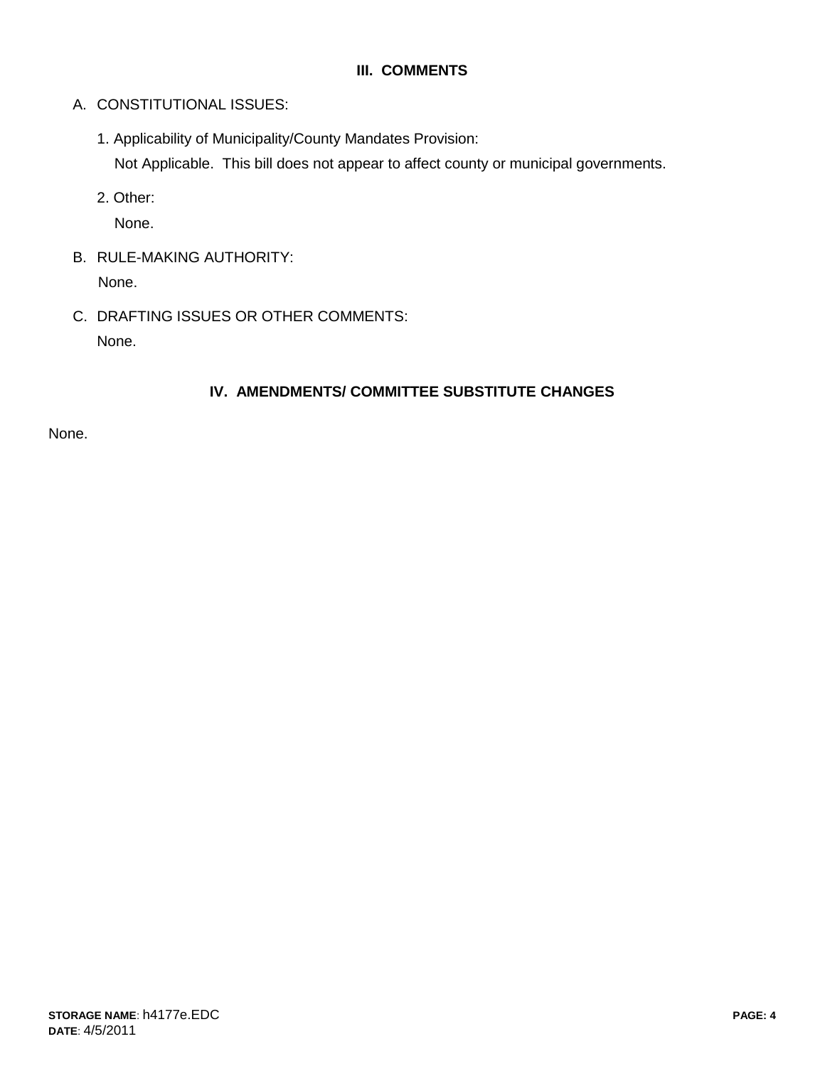## III. COMMENTS

A. CONSTITUTIONAL ISSUES:

1. Applicability of Municipality/County Mandates Provision:

   Not Applicable. This bill does not appear to affect county or municipal governments.

2. Other:

   None.

B. RULE-MAKING AUTHORITY:

None.

C. DRAFTING ISSUES OR OTHER COMMENTS:

None.

## IV. AMENDMENTS/ COMMITTEE SUBSTITUTE CHANGES

None.